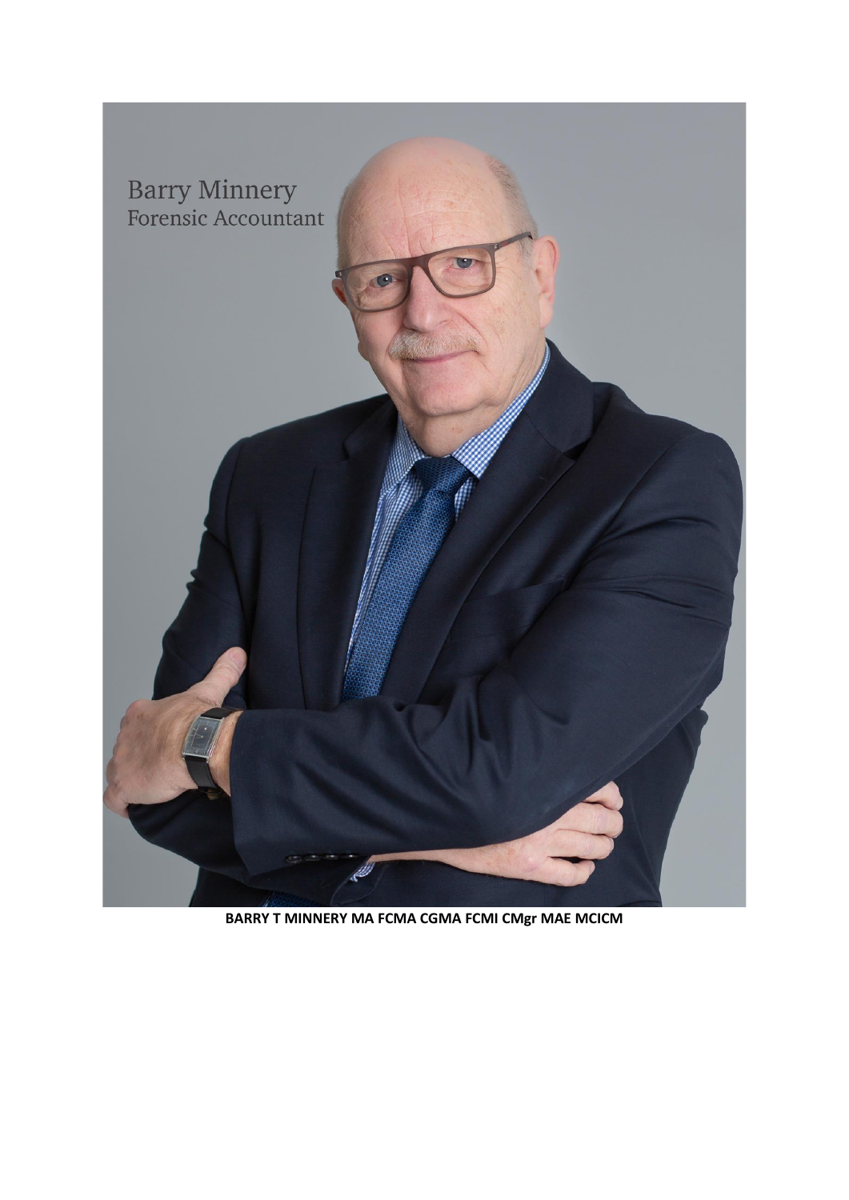Barry Minnery
Forensic Accountant

**BARRY T MINNERY MA FCMA CGMA FCMI CMgr MAE MCICM**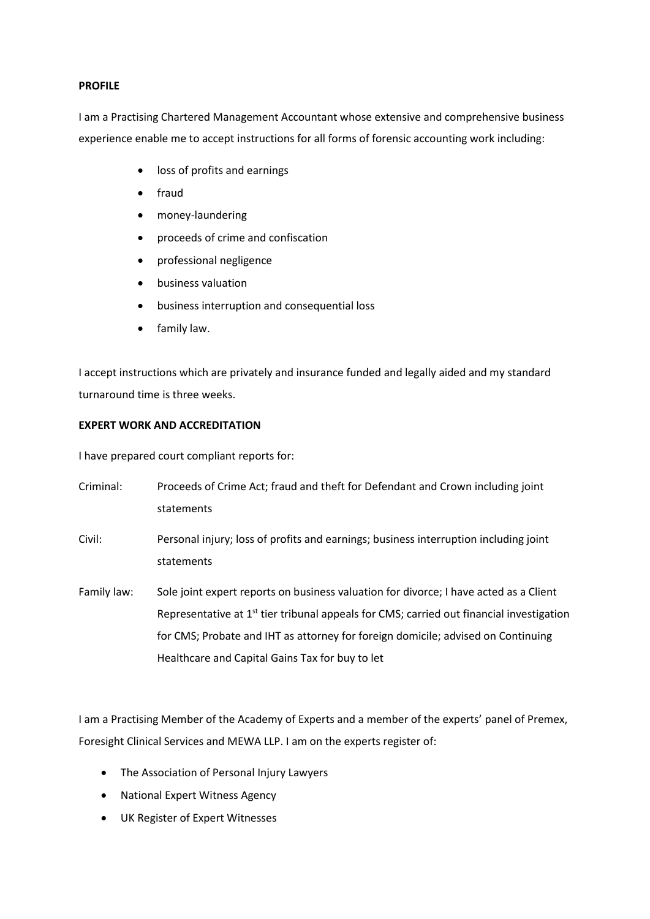**PROFILE**

I am a Practising Chartered Management Accountant whose extensive and comprehensive business experience enable me to accept instructions for all forms of forensic accounting work including:

- loss of profits and earnings
- fraud
- money-laundering
- proceeds of crime and confiscation
- professional negligence
- business valuation
- business interruption and consequential loss
- family law.

I accept instructions which are privately and insurance funded and legally aided and my standard turnaround time is three weeks.

**EXPERT WORK AND ACCREDITATION**

I have prepared court compliant reports for:

Criminal: Proceeds of Crime Act; fraud and theft for Defendant and Crown including joint statements

Civil: Personal injury; loss of profits and earnings; business interruption including joint statements

Family law: Sole joint expert reports on business valuation for divorce; I have acted as a Client Representative at 1st tier tribunal appeals for CMS; carried out financial investigation for CMS; Probate and IHT as attorney for foreign domicile; advised on Continuing Healthcare and Capital Gains Tax for buy to let

I am a Practising Member of the Academy of Experts and a member of the experts' panel of Premex, Foresight Clinical Services and MEWA LLP. I am on the experts register of:

- The Association of Personal Injury Lawyers
- National Expert Witness Agency
- UK Register of Expert Witnesses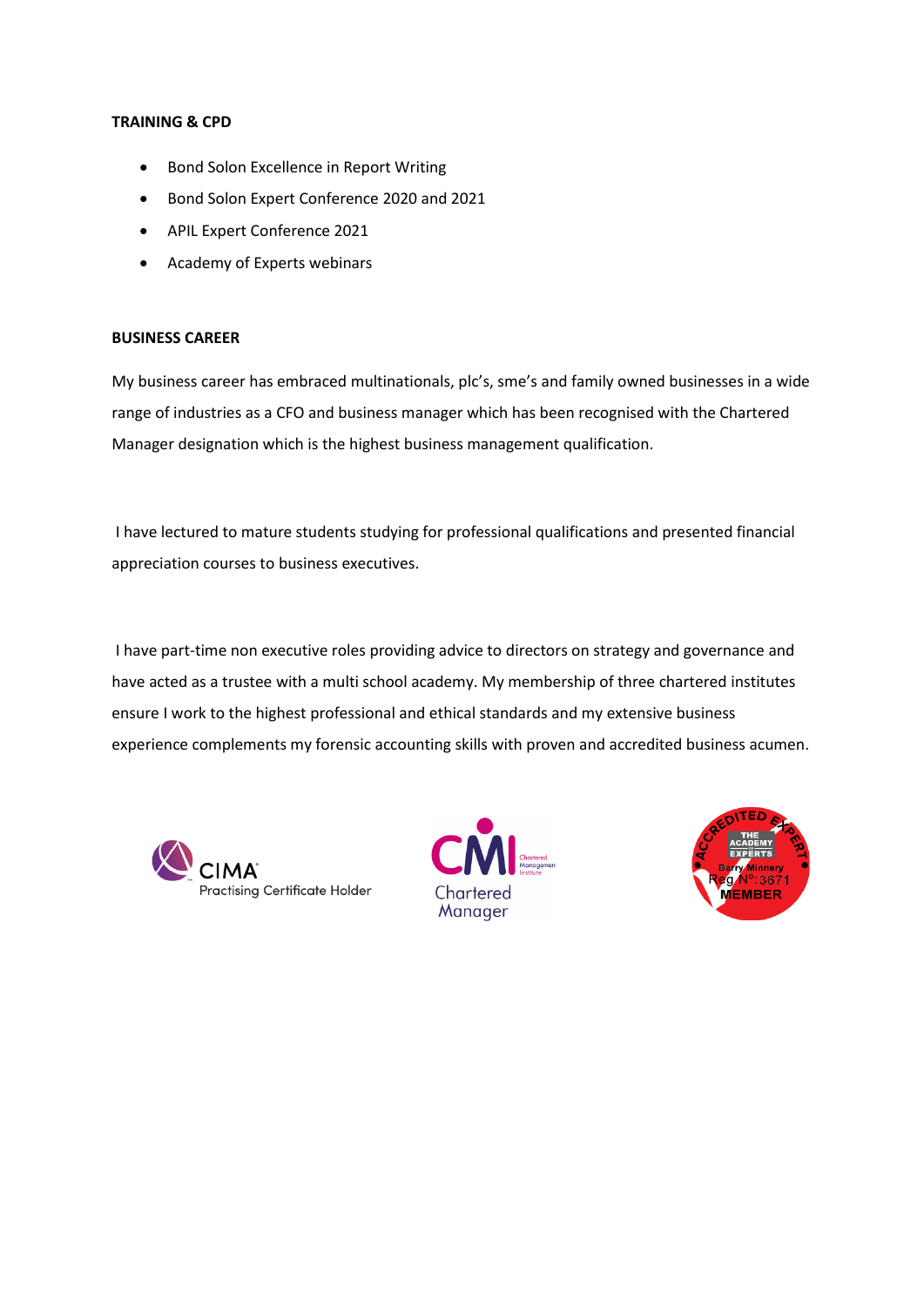**TRAINING & CPD**

- Bond Solon Excellence in Report Writing
- Bond Solon Expert Conference 2020 and 2021
- APIL Expert Conference 2021
- Academy of Experts webinars

**BUSINESS CAREER**

My business career has embraced multinationals, plc's, sme's and family owned businesses in a wide range of industries as a CFO and business manager which has been recognised with the Chartered Manager designation which is the highest business management qualification.

I have lectured to mature students studying for professional qualifications and presented financial appreciation courses to business executives.

I have part-time non executive roles providing advice to directors on strategy and governance and have acted as a trustee with a multi school academy. My membership of three chartered institutes ensure I work to the highest professional and ethical standards and my extensive business experience complements my forensic accounting skills with proven and accredited business acumen.

CIMA Practising Certificate Holder

CMI Chartered Management Institute Chartered Manager

ACCREDITED EXPERT THE ACADEMY OF EXPERTS Barry Minnery Reg Nº: 3671 MEMBER